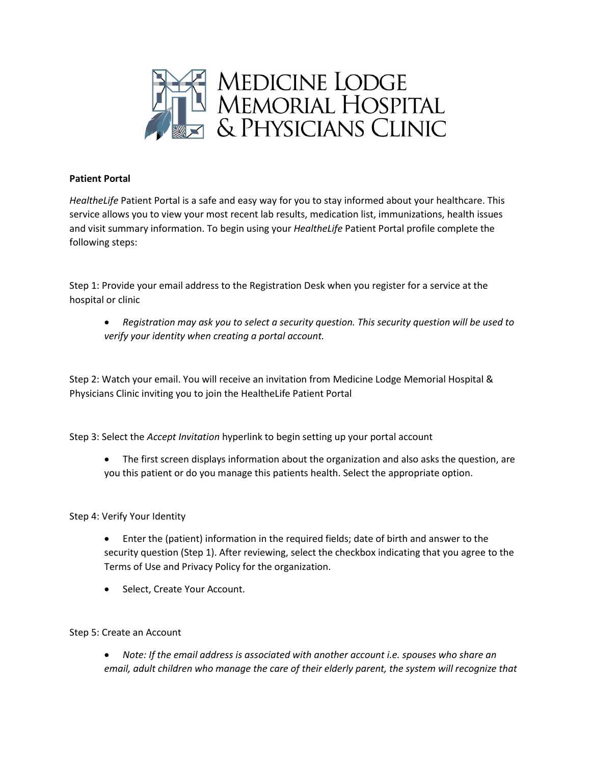MEDICINE LODGE MEMORIAL HOSPITAL & PHYSICIANS CLINIC

**Patient Portal**

*HealtheLife* Patient Portal is a safe and easy way for you to stay informed about your healthcare. This service allows you to view your most recent lab results, medication list, immunizations, health issues and visit summary information. To begin using your *HealtheLife* Patient Portal profile complete the following steps:

Step 1: Provide your email address to the Registration Desk when you register for a service at the hospital or clinic

- *Registration may ask you to select a security question. This security question will be used to verify your identity when creating a portal account.*

Step 2: Watch your email. You will receive an invitation from Medicine Lodge Memorial Hospital & Physicians Clinic inviting you to join the HealtheLife Patient Portal

Step 3: Select the *Accept Invitation* hyperlink to begin setting up your portal account

- The first screen displays information about the organization and also asks the question, are you this patient or do you manage this patients health. Select the appropriate option.

Step 4: Verify Your Identity

- Enter the (patient) information in the required fields; date of birth and answer to the security question (Step 1). After reviewing, select the checkbox indicating that you agree to the Terms of Use and Privacy Policy for the organization.
- Select, Create Your Account.

Step 5: Create an Account

- *Note: If the email address is associated with another account i.e. spouses who share an email, adult children who manage the care of their elderly parent, the system will recognize that*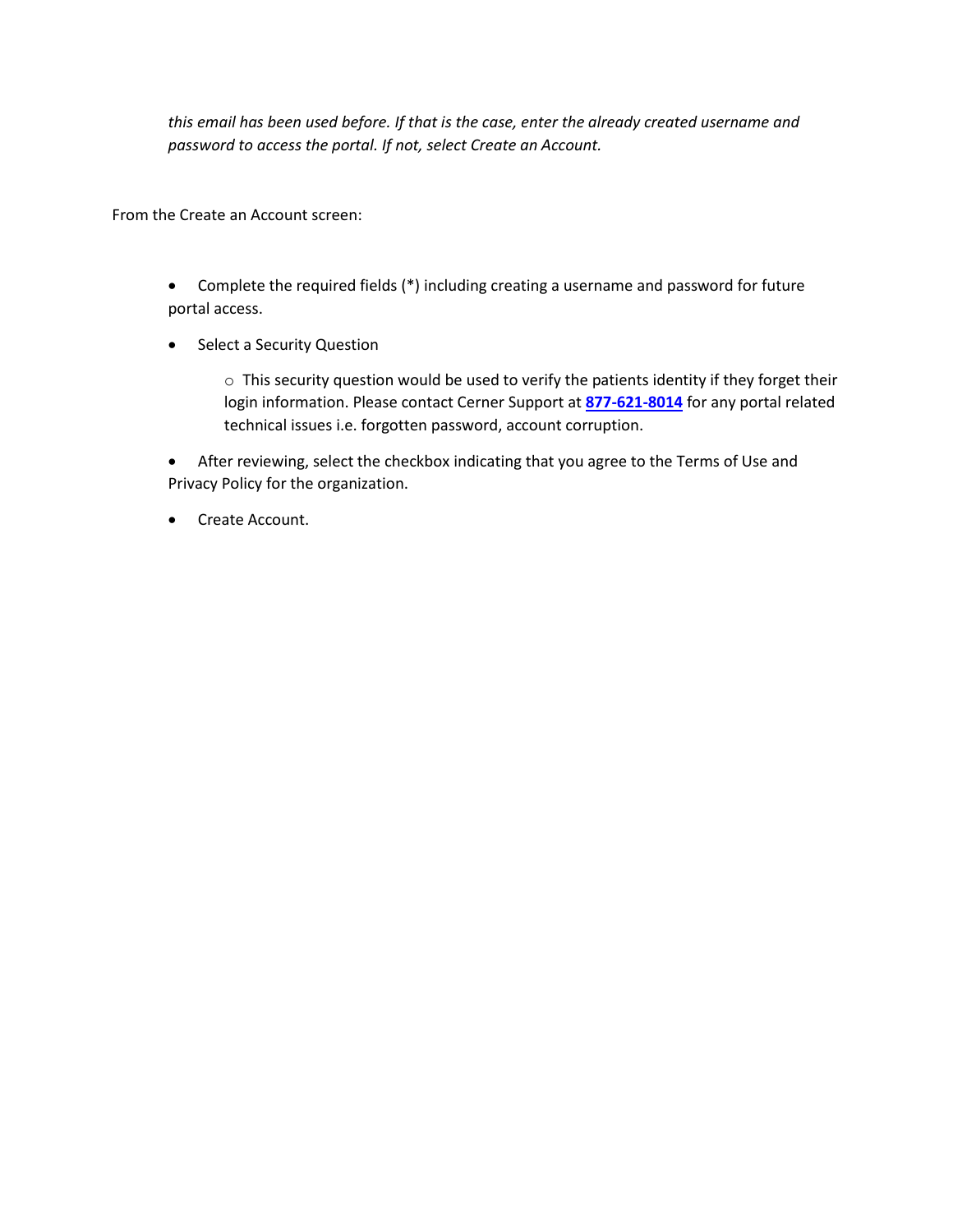*this email has been used before. If that is the case, enter the already created username and password to access the portal. If not, select Create an Account.*

From the Create an Account screen:

- Complete the required fields (*) including creating a username and password for future portal access.
- Select a Security Question
  - This security question would be used to verify the patients identity if they forget their login information. Please contact Cerner Support at **877-621-8014** for any portal related technical issues i.e. forgotten password, account corruption.
- After reviewing, select the checkbox indicating that you agree to the Terms of Use and Privacy Policy for the organization.
- Create Account.